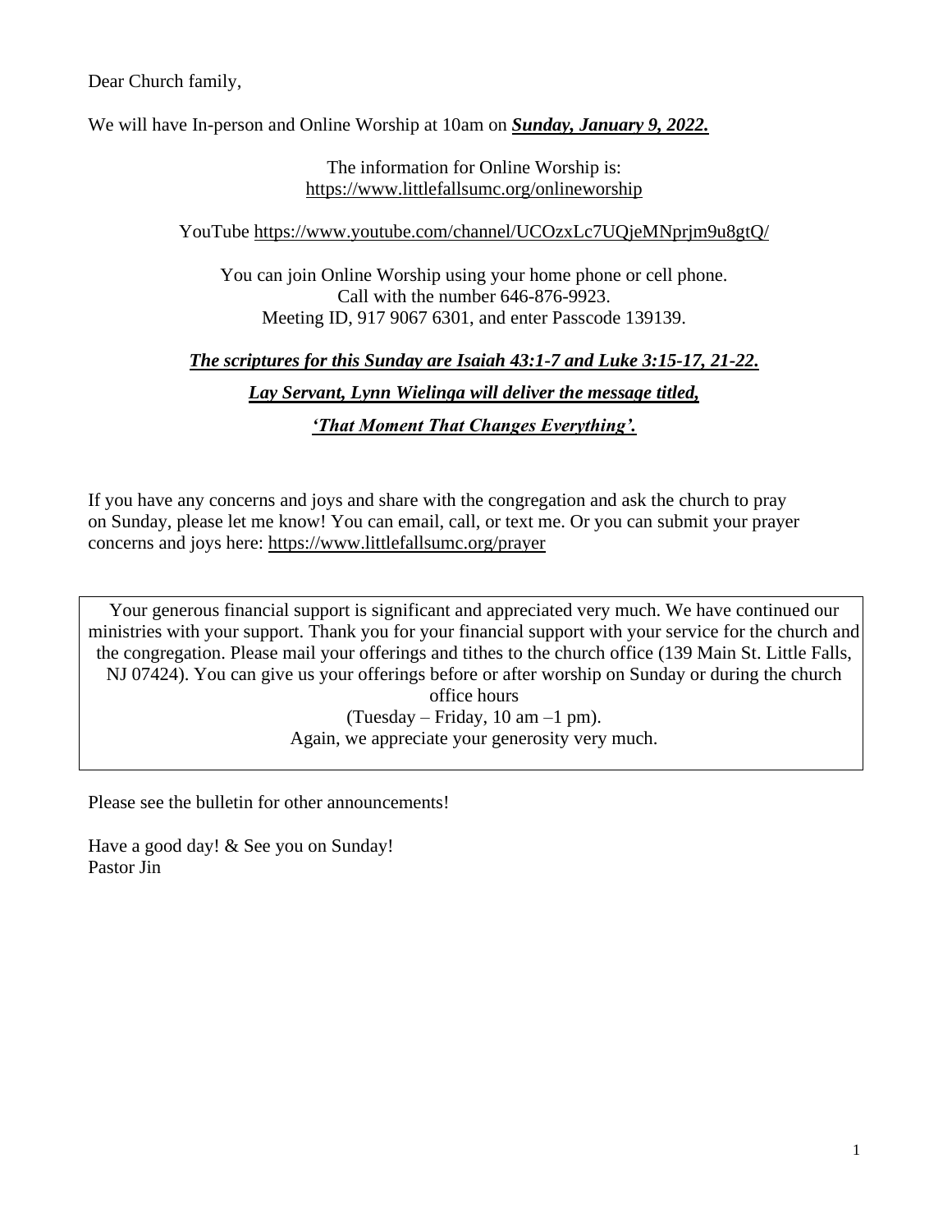Dear Church family,

We will have In-person and Online Worship at 10am on ***Sunday, January 9, 2022.***

The information for Online Worship is:
https://www.littlefallsumc.org/onlineworship

YouTube https://www.youtube.com/channel/UCOzxLc7UQjeMNprjm9u8gtQ/

You can join Online Worship using your home phone or cell phone.
Call with the number 646-876-9923.
Meeting ID, 917 9067 6301, and enter Passcode 139139.

***The scriptures for this Sunday are Isaiah 43:1-7 and Luke 3:15-17, 21-22.***

***Lay Servant, Lynn Wielinga will deliver the message titled,***

***'That Moment That Changes Everything'.***

If you have any concerns and joys and share with the congregation and ask the church to pray on Sunday, please let me know! You can email, call, or text me. Or you can submit your prayer concerns and joys here: https://www.littlefallsumc.org/prayer

Your generous financial support is significant and appreciated very much. We have continued our ministries with your support. Thank you for your financial support with your service for the church and the congregation. Please mail your offerings and tithes to the church office (139 Main St. Little Falls, NJ 07424). You can give us your offerings before or after worship on Sunday or during the church office hours
(Tuesday – Friday, 10 am –1 pm).
Again, we appreciate your generosity very much.

Please see the bulletin for other announcements!

Have a good day! & See you on Sunday!
Pastor Jin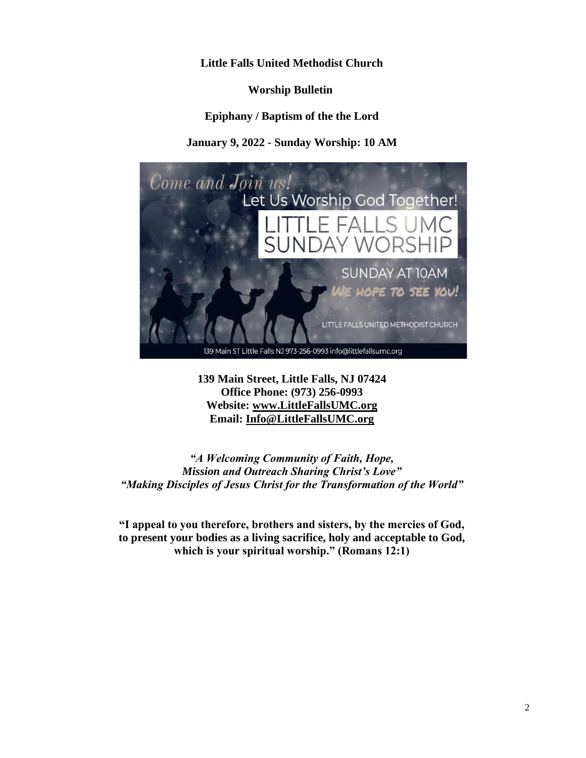**Little Falls United Methodist Church**

**Worship Bulletin**

**Epiphany / Baptism of the the Lord**

**January 9, 2022 - Sunday Worship: 10 AM**

**139 Main Street, Little Falls, NJ 07424**
**Office Phone: (973) 256-0993**
**Website: www.LittleFallsUMC.org**
**Email: Info@LittleFallsUMC.org**

***"A Welcoming Community of Faith, Hope, Mission and Outreach Sharing Christ's Love"***
***"Making Disciples of Jesus Christ for the Transformation of the World"***

**"I appeal to you therefore, brothers and sisters, by the mercies of God, to present your bodies as a living sacrifice, holy and acceptable to God, which is your spiritual worship." (Romans 12:1)**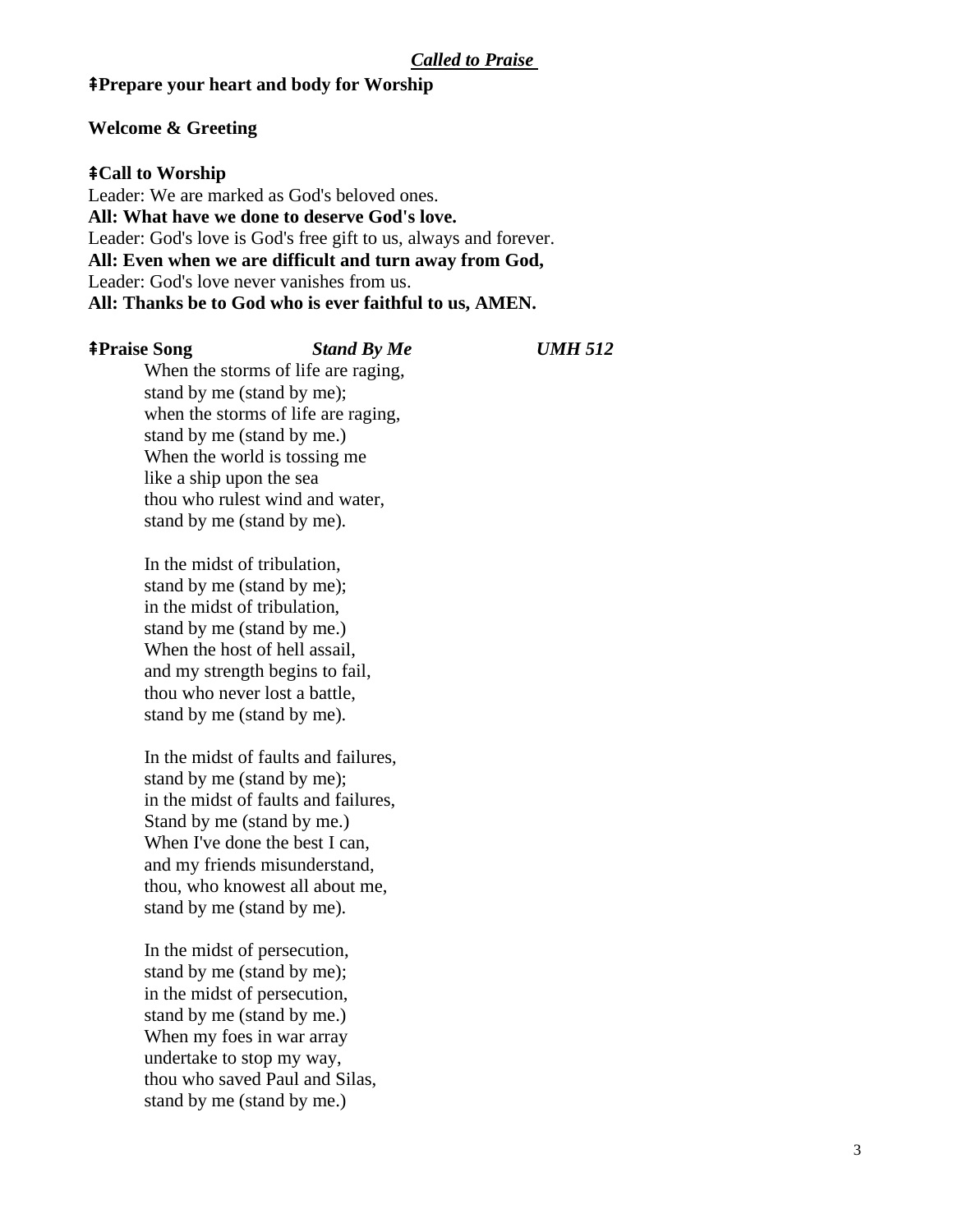***Called to Praise***

**⇞Prepare your heart and body for Worship**

**Welcome & Greeting**

**⇞Call to Worship**

Leader: We are marked as God's beloved ones.
**All: What have we done to deserve God's love.**
Leader: God's love is God's free gift to us, always and forever.
**All: Even when we are difficult and turn away from God,**
Leader: God's love never vanishes from us.
**All: Thanks be to God who is ever faithful to us, AMEN.**

**⇞Praise Song** ***Stand By Me*** ***UMH 512***

When the storms of life are raging,
stand by me (stand by me);
when the storms of life are raging,
stand by me (stand by me.)
When the world is tossing me
like a ship upon the sea
thou who rulest wind and water,
stand by me (stand by me).

In the midst of tribulation,
stand by me (stand by me);
in the midst of tribulation,
stand by me (stand by me.)
When the host of hell assail,
and my strength begins to fail,
thou who never lost a battle,
stand by me (stand by me).

In the midst of faults and failures,
stand by me (stand by me);
in the midst of faults and failures,
Stand by me (stand by me.)
When I've done the best I can,
and my friends misunderstand,
thou, who knowest all about me,
stand by me (stand by me).

In the midst of persecution,
stand by me (stand by me);
in the midst of persecution,
stand by me (stand by me.)
When my foes in war array
undertake to stop my way,
thou who saved Paul and Silas,
stand by me (stand by me.)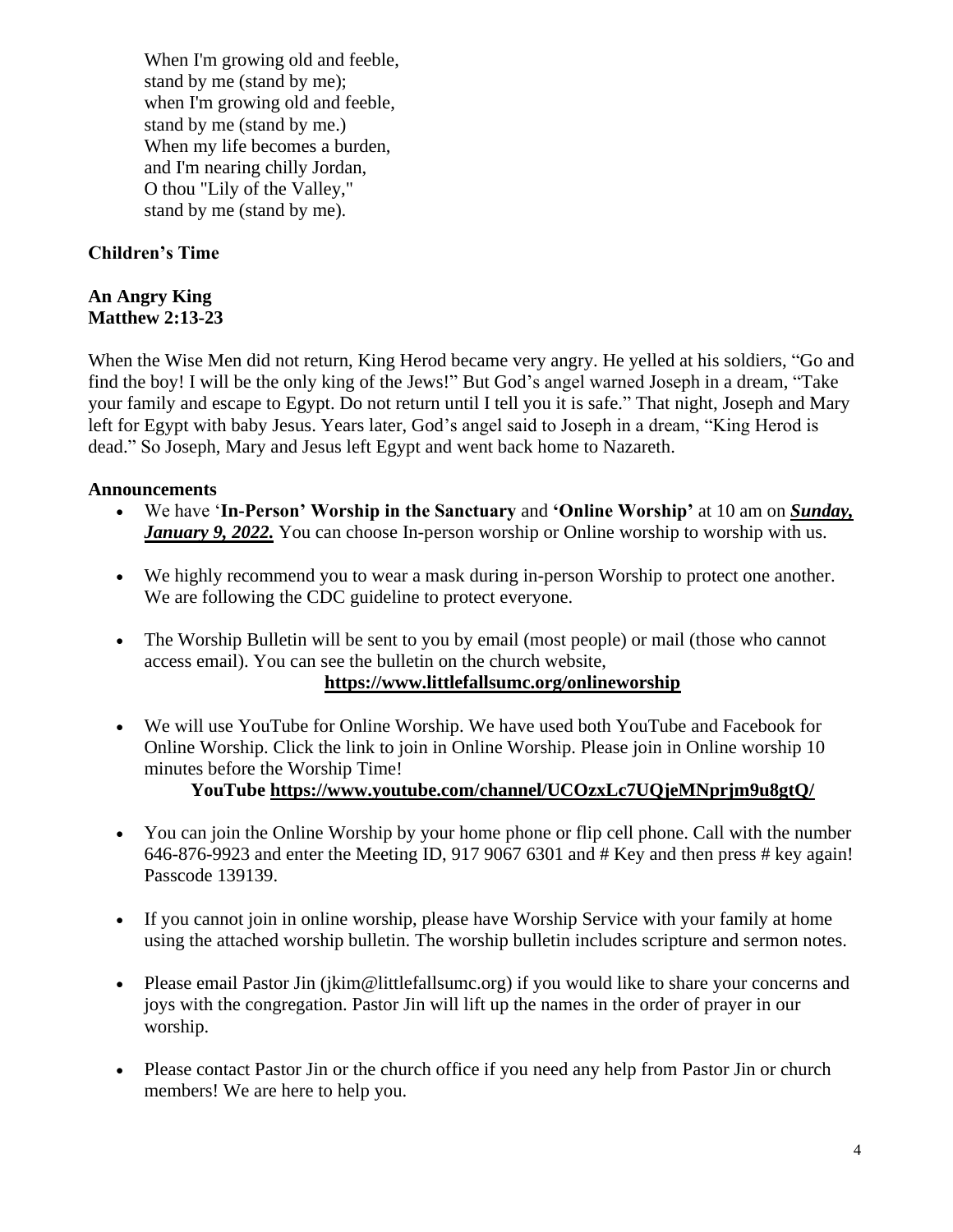When I'm growing old and feeble,
stand by me (stand by me);
when I'm growing old and feeble,
stand by me (stand by me.)
When my life becomes a burden,
and I'm nearing chilly Jordan,
O thou "Lily of the Valley,"
stand by me (stand by me).

**Children's Time**

**An Angry King**
**Matthew 2:13-23**

When the Wise Men did not return, King Herod became very angry. He yelled at his soldiers, "Go and find the boy! I will be the only king of the Jews!" But God's angel warned Joseph in a dream, "Take your family and escape to Egypt. Do not return until I tell you it is safe." That night, Joseph and Mary left for Egypt with baby Jesus. Years later, God's angel said to Joseph in a dream, "King Herod is dead." So Joseph, Mary and Jesus left Egypt and went back home to Nazareth.

**Announcements**

- We have '**In-Person' Worship in the Sanctuary** and **'Online Worship'** at 10 am on ***Sunday, January 9, 2022.*** You can choose In-person worship or Online worship to worship with us.

- We highly recommend you to wear a mask during in-person Worship to protect one another. We are following the CDC guideline to protect everyone.

- The Worship Bulletin will be sent to you by email (most people) or mail (those who cannot access email). You can see the bulletin on the church website,
  **https://www.littlefallsumc.org/onlineworship**

- We will use YouTube for Online Worship. We have used both YouTube and Facebook for Online Worship. Click the link to join in Online Worship. Please join in Online worship 10 minutes before the Worship Time!
  **YouTube https://www.youtube.com/channel/UCOzxLc7UQjeMNprjm9u8gtQ/**

- You can join the Online Worship by your home phone or flip cell phone. Call with the number 646-876-9923 and enter the Meeting ID, 917 9067 6301 and # Key and then press # key again! Passcode 139139.

- If you cannot join in online worship, please have Worship Service with your family at home using the attached worship bulletin. The worship bulletin includes scripture and sermon notes.

- Please email Pastor Jin (jkim@littlefallsumc.org) if you would like to share your concerns and joys with the congregation. Pastor Jin will lift up the names in the order of prayer in our worship.

- Please contact Pastor Jin or the church office if you need any help from Pastor Jin or church members! We are here to help you.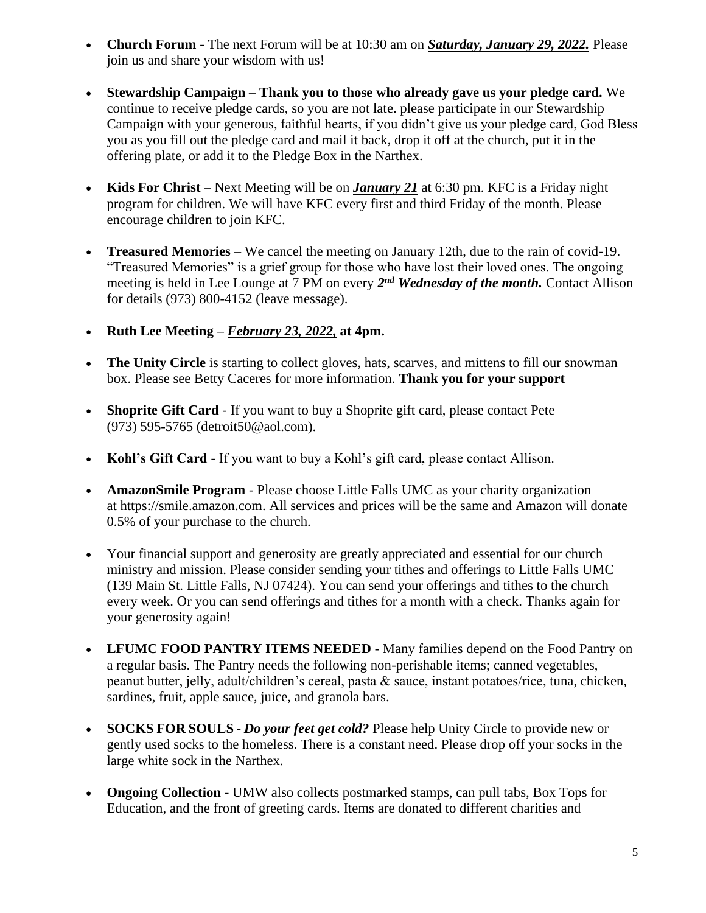- **Church Forum** - The next Forum will be at 10:30 am on ***Saturday, January 29, 2022.*** Please join us and share your wisdom with us!

- **Stewardship Campaign** – **Thank you to those who already gave us your pledge card.** We continue to receive pledge cards, so you are not late. please participate in our Stewardship Campaign with your generous, faithful hearts, if you didn't give us your pledge card, God Bless you as you fill out the pledge card and mail it back, drop it off at the church, put it in the offering plate, or add it to the Pledge Box in the Narthex.

- **Kids For Christ** – Next Meeting will be on ***January 21*** at 6:30 pm. KFC is a Friday night program for children. We will have KFC every first and third Friday of the month. Please encourage children to join KFC.

- **Treasured Memories** – We cancel the meeting on January 12th, due to the rain of covid-19. "Treasured Memories" is a grief group for those who have lost their loved ones. The ongoing meeting is held in Lee Lounge at 7 PM on every ***2nd Wednesday of the month.*** Contact Allison for details (973) 800-4152 (leave message).

- **Ruth Lee Meeting – *February 23, 2022,* at 4pm.**

- **The Unity Circle** is starting to collect gloves, hats, scarves, and mittens to fill our snowman box. Please see Betty Caceres for more information. **Thank you for your support**

- **Shoprite Gift Card** - If you want to buy a Shoprite gift card, please contact Pete (973) 595-5765 (detroit50@aol.com).

- **Kohl's Gift Card** - If you want to buy a Kohl's gift card, please contact Allison.

- **AmazonSmile Program** - Please choose Little Falls UMC as your charity organization at https://smile.amazon.com. All services and prices will be the same and Amazon will donate 0.5% of your purchase to the church.

- Your financial support and generosity are greatly appreciated and essential for our church ministry and mission. Please consider sending your tithes and offerings to Little Falls UMC (139 Main St. Little Falls, NJ 07424). You can send your offerings and tithes to the church every week. Or you can send offerings and tithes for a month with a check. Thanks again for your generosity again!

- **LFUMC FOOD PANTRY ITEMS NEEDED** - Many families depend on the Food Pantry on a regular basis. The Pantry needs the following non-perishable items; canned vegetables, peanut butter, jelly, adult/children's cereal, pasta & sauce, instant potatoes/rice, tuna, chicken, sardines, fruit, apple sauce, juice, and granola bars.

- **SOCKS FOR SOULS** - ***Do your feet get cold?*** Please help Unity Circle to provide new or gently used socks to the homeless. There is a constant need. Please drop off your socks in the large white sock in the Narthex.

- **Ongoing Collection** - UMW also collects postmarked stamps, can pull tabs, Box Tops for Education, and the front of greeting cards. Items are donated to different charities and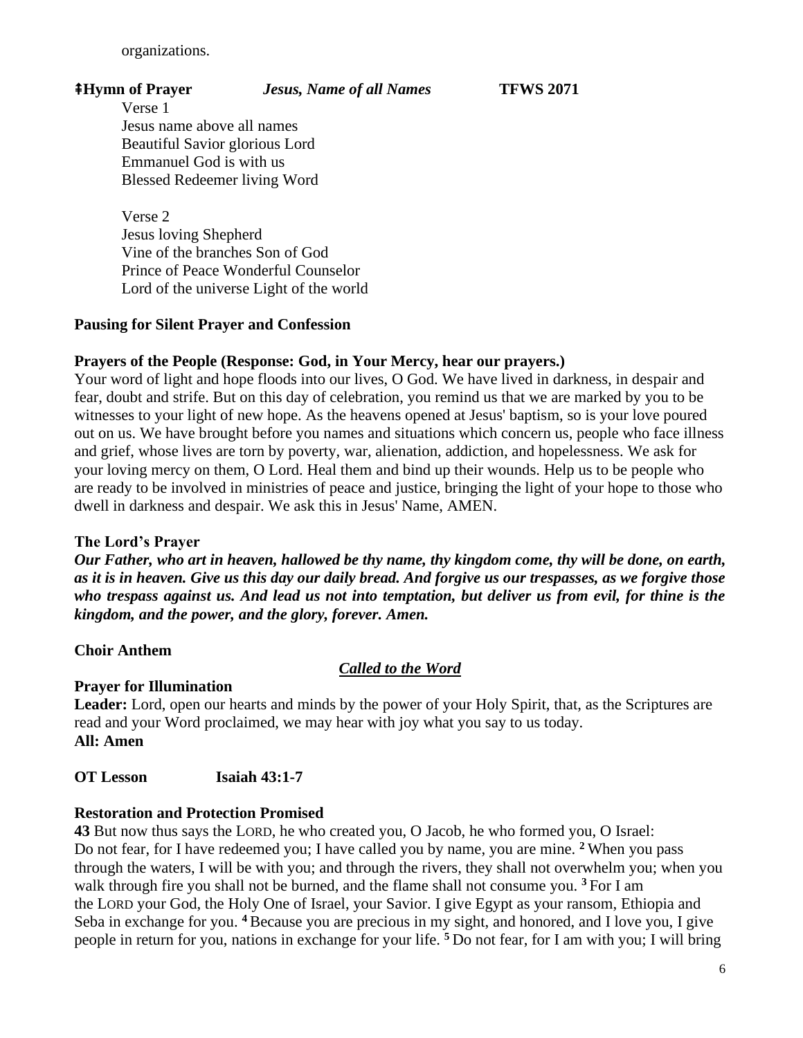organizations.

**‡Hymn of Prayer** *Jesus, Name of all Names* **TFWS 2071**

Verse 1
Jesus name above all names
Beautiful Savior glorious Lord
Emmanuel God is with us
Blessed Redeemer living Word

Verse 2
Jesus loving Shepherd
Vine of the branches Son of God
Prince of Peace Wonderful Counselor
Lord of the universe Light of the world

**Pausing for Silent Prayer and Confession**

**Prayers of the People (Response: God, in Your Mercy, hear our prayers.)**

Your word of light and hope floods into our lives, O God. We have lived in darkness, in despair and fear, doubt and strife. But on this day of celebration, you remind us that we are marked by you to be witnesses to your light of new hope. As the heavens opened at Jesus' baptism, so is your love poured out on us. We have brought before you names and situations which concern us, people who face illness and grief, whose lives are torn by poverty, war, alienation, addiction, and hopelessness. We ask for your loving mercy on them, O Lord. Heal them and bind up their wounds. Help us to be people who are ready to be involved in ministries of peace and justice, bringing the light of your hope to those who dwell in darkness and despair. We ask this in Jesus' Name, AMEN.

**The Lord's Prayer**

***Our Father, who art in heaven, hallowed be thy name, thy kingdom come, thy will be done, on earth, as it is in heaven. Give us this day our daily bread. And forgive us our trespasses, as we forgive those who trespass against us. And lead us not into temptation, but deliver us from evil, for thine is the kingdom, and the power, and the glory, forever. Amen.***

**Choir Anthem**

***Called to the Word***

**Prayer for Illumination**

**Leader:** Lord, open our hearts and minds by the power of your Holy Spirit, that, as the Scriptures are read and your Word proclaimed, we may hear with joy what you say to us today.
**All: Amen**

**OT Lesson** **Isaiah 43:1-7**

**Restoration and Protection Promised**

**43** But now thus says the LORD, he who created you, O Jacob, he who formed you, O Israel: Do not fear, for I have redeemed you; I have called you by name, you are mine. **2** When you pass through the waters, I will be with you; and through the rivers, they shall not overwhelm you; when you walk through fire you shall not be burned, and the flame shall not consume you. **3** For I am the LORD your God, the Holy One of Israel, your Savior. I give Egypt as your ransom, Ethiopia and Seba in exchange for you. **4** Because you are precious in my sight, and honored, and I love you, I give people in return for you, nations in exchange for your life. **5** Do not fear, for I am with you; I will bring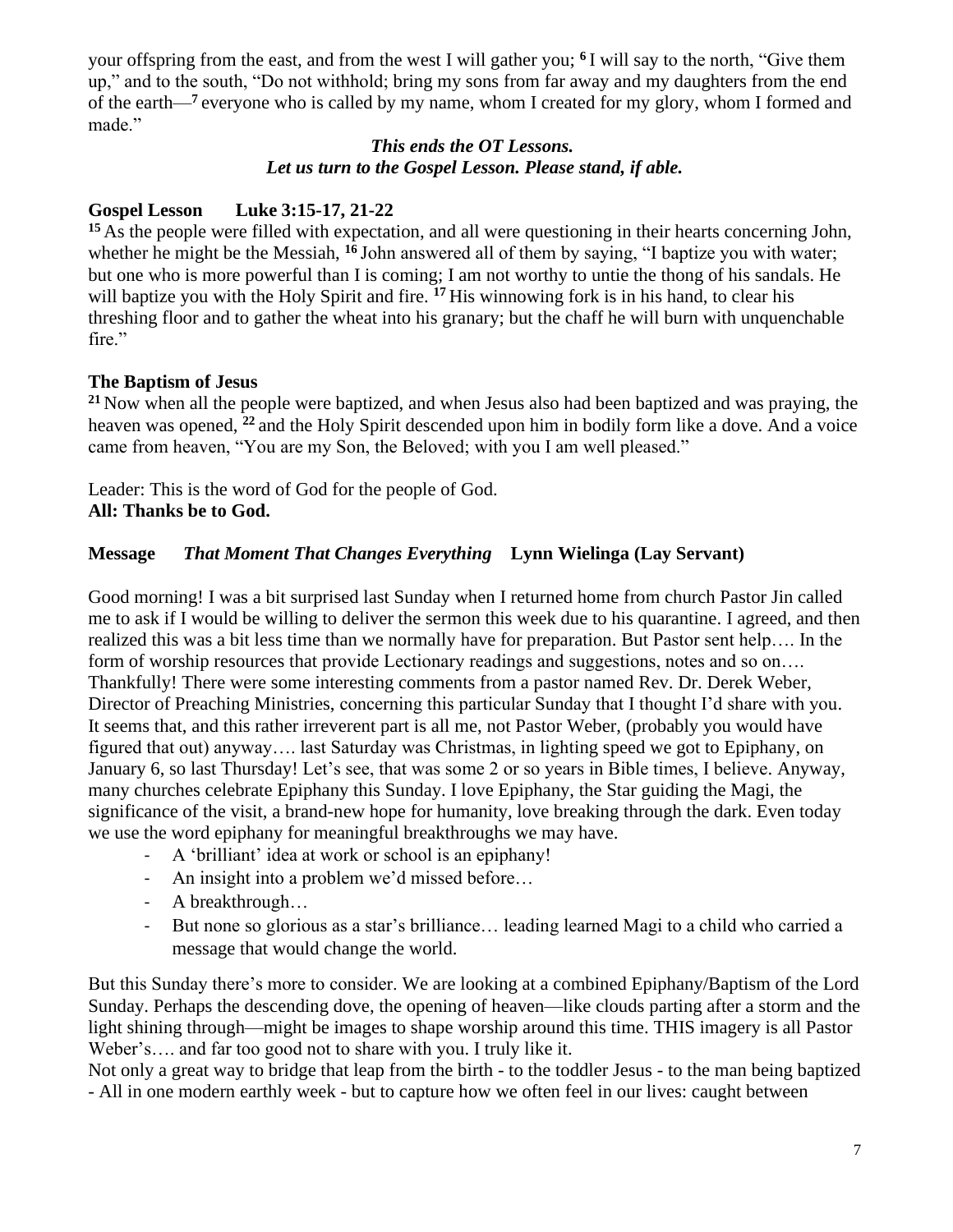your offspring from the east, and from the west I will gather you; [6] I will say to the north, "Give them up," and to the south, "Do not withhold; bring my sons from far away and my daughters from the end of the earth—[7] everyone who is called by my name, whom I created for my glory, whom I formed and made."

***This ends the OT Lessons.***
***Let us turn to the Gospel Lesson. Please stand, if able.***

**Gospel Lesson Luke 3:15-17, 21-22**

[15] As the people were filled with expectation, and all were questioning in their hearts concerning John, whether he might be the Messiah, [16] John answered all of them by saying, "I baptize you with water; but one who is more powerful than I is coming; I am not worthy to untie the thong of his sandals. He will baptize you with the Holy Spirit and fire. [17] His winnowing fork is in his hand, to clear his threshing floor and to gather the wheat into his granary; but the chaff he will burn with unquenchable fire."

**The Baptism of Jesus**

[21] Now when all the people were baptized, and when Jesus also had been baptized and was praying, the heaven was opened, [22] and the Holy Spirit descended upon him in bodily form like a dove. And a voice came from heaven, "You are my Son, the Beloved; with you I am well pleased."

Leader: This is the word of God for the people of God.
**All: Thanks be to God.**

**Message** ***That Moment That Changes Everything*** **Lynn Wielinga (Lay Servant)**

Good morning! I was a bit surprised last Sunday when I returned home from church Pastor Jin called me to ask if I would be willing to deliver the sermon this week due to his quarantine. I agreed, and then realized this was a bit less time than we normally have for preparation. But Pastor sent help…. In the form of worship resources that provide Lectionary readings and suggestions, notes and so on…. Thankfully! There were some interesting comments from a pastor named Rev. Dr. Derek Weber, Director of Preaching Ministries, concerning this particular Sunday that I thought I'd share with you. It seems that, and this rather irreverent part is all me, not Pastor Weber, (probably you would have figured that out) anyway…. last Saturday was Christmas, in lighting speed we got to Epiphany, on January 6, so last Thursday! Let's see, that was some 2 or so years in Bible times, I believe. Anyway, many churches celebrate Epiphany this Sunday. I love Epiphany, the Star guiding the Magi, the significance of the visit, a brand-new hope for humanity, love breaking through the dark. Even today we use the word epiphany for meaningful breakthroughs we may have.

- A 'brilliant' idea at work or school is an epiphany!
- An insight into a problem we'd missed before…
- A breakthrough…
- But none so glorious as a star's brilliance… leading learned Magi to a child who carried a message that would change the world.

But this Sunday there's more to consider. We are looking at a combined Epiphany/Baptism of the Lord Sunday. Perhaps the descending dove, the opening of heaven—like clouds parting after a storm and the light shining through—might be images to shape worship around this time. THIS imagery is all Pastor Weber's…. and far too good not to share with you. I truly like it.

Not only a great way to bridge that leap from the birth - to the toddler Jesus - to the man being baptized - All in one modern earthly week - but to capture how we often feel in our lives: caught between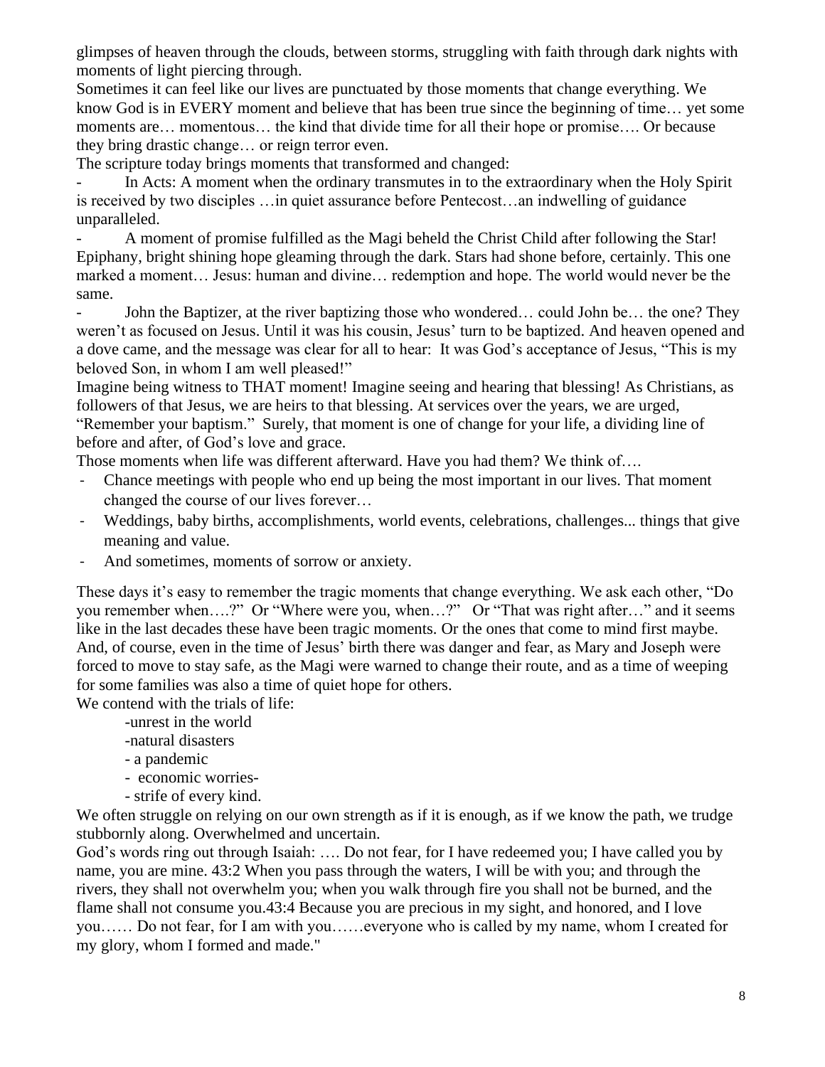glimpses of heaven through the clouds, between storms, struggling with faith through dark nights with moments of light piercing through.

Sometimes it can feel like our lives are punctuated by those moments that change everything. We know God is in EVERY moment and believe that has been true since the beginning of time… yet some moments are… momentous… the kind that divide time for all their hope or promise…. Or because they bring drastic change… or reign terror even.

The scripture today brings moments that transformed and changed:

- In Acts: A moment when the ordinary transmutes in to the extraordinary when the Holy Spirit is received by two disciples …in quiet assurance before Pentecost…an indwelling of guidance unparalleled.
- A moment of promise fulfilled as the Magi beheld the Christ Child after following the Star! Epiphany, bright shining hope gleaming through the dark. Stars had shone before, certainly. This one marked a moment… Jesus: human and divine… redemption and hope. The world would never be the same.
- John the Baptizer, at the river baptizing those who wondered… could John be… the one? They weren't as focused on Jesus. Until it was his cousin, Jesus' turn to be baptized. And heaven opened and a dove came, and the message was clear for all to hear: It was God's acceptance of Jesus, "This is my beloved Son, in whom I am well pleased!"

Imagine being witness to THAT moment! Imagine seeing and hearing that blessing! As Christians, as followers of that Jesus, we are heirs to that blessing. At services over the years, we are urged, "Remember your baptism." Surely, that moment is one of change for your life, a dividing line of before and after, of God's love and grace.

Those moments when life was different afterward. Have you had them? We think of….

- Chance meetings with people who end up being the most important in our lives. That moment changed the course of our lives forever…
- Weddings, baby births, accomplishments, world events, celebrations, challenges... things that give meaning and value.
- And sometimes, moments of sorrow or anxiety.

These days it's easy to remember the tragic moments that change everything. We ask each other, "Do you remember when….?" Or "Where were you, when…?" Or "That was right after…" and it seems like in the last decades these have been tragic moments. Or the ones that come to mind first maybe. And, of course, even in the time of Jesus' birth there was danger and fear, as Mary and Joseph were forced to move to stay safe, as the Magi were warned to change their route, and as a time of weeping for some families was also a time of quiet hope for others.

We contend with the trials of life:

-unrest in the world
-natural disasters
- a pandemic
- economic worries-
- strife of every kind.

We often struggle on relying on our own strength as if it is enough, as if we know the path, we trudge stubbornly along. Overwhelmed and uncertain.

God's words ring out through Isaiah: …. Do not fear, for I have redeemed you; I have called you by name, you are mine. 43:2 When you pass through the waters, I will be with you; and through the rivers, they shall not overwhelm you; when you walk through fire you shall not be burned, and the flame shall not consume you.43:4 Because you are precious in my sight, and honored, and I love you…… Do not fear, for I am with you……everyone who is called by my name, whom I created for my glory, whom I formed and made."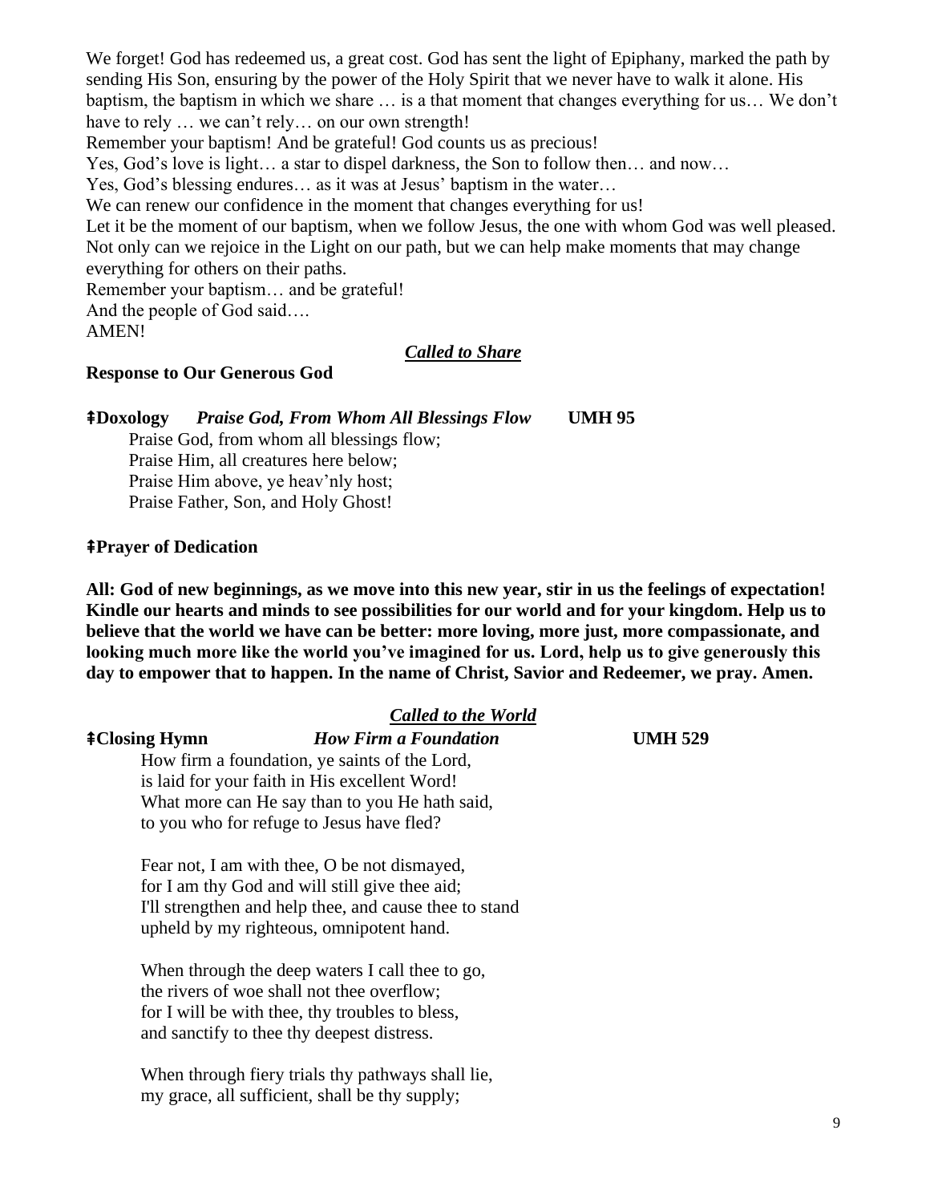We forget! God has redeemed us, a great cost. God has sent the light of Epiphany, marked the path by sending His Son, ensuring by the power of the Holy Spirit that we never have to walk it alone. His baptism, the baptism in which we share … is a that moment that changes everything for us… We don't have to rely … we can't rely… on our own strength!

Remember your baptism! And be grateful! God counts us as precious!

Yes, God's love is light… a star to dispel darkness, the Son to follow then… and now…

Yes, God's blessing endures… as it was at Jesus' baptism in the water…

We can renew our confidence in the moment that changes everything for us!

Let it be the moment of our baptism, when we follow Jesus, the one with whom God was well pleased. Not only can we rejoice in the Light on our path, but we can help make moments that may change everything for others on their paths.

Remember your baptism… and be grateful!

And the people of God said….

AMEN!

***Called to Share***

**Response to Our Generous God**

**ǂDoxology** *Praise God, From Whom All Blessings Flow* **UMH 95**

Praise God, from whom all blessings flow;
Praise Him, all creatures here below;
Praise Him above, ye heav'nly host;
Praise Father, Son, and Holy Ghost!

**ǂPrayer of Dedication**

**All: God of new beginnings, as we move into this new year, stir in us the feelings of expectation! Kindle our hearts and minds to see possibilities for our world and for your kingdom. Help us to believe that the world we have can be better: more loving, more just, more compassionate, and looking much more like the world you've imagined for us. Lord, help us to give generously this day to empower that to happen. In the name of Christ, Savior and Redeemer, we pray. Amen.**

***Called to the World***

**ǂClosing Hymn** ***How Firm a Foundation*** **UMH 529**

How firm a foundation, ye saints of the Lord,
is laid for your faith in His excellent Word!
What more can He say than to you He hath said,
to you who for refuge to Jesus have fled?

Fear not, I am with thee, O be not dismayed,
for I am thy God and will still give thee aid;
I'll strengthen and help thee, and cause thee to stand
upheld by my righteous, omnipotent hand.

When through the deep waters I call thee to go,
the rivers of woe shall not thee overflow;
for I will be with thee, thy troubles to bless,
and sanctify to thee thy deepest distress.

When through fiery trials thy pathways shall lie,
my grace, all sufficient, shall be thy supply;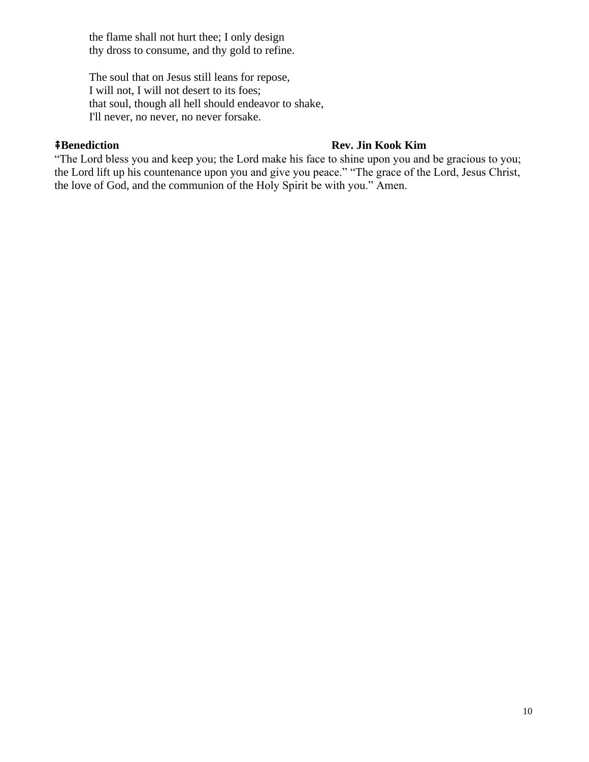the flame shall not hurt thee; I only design
thy dross to consume, and thy gold to refine.

The soul that on Jesus still leans for repose,
I will not, I will not desert to its foes;
that soul, though all hell should endeavor to shake,
I'll never, no never, no never forsake.

**⇞Benediction** **Rev. Jin Kook Kim**

"The Lord bless you and keep you; the Lord make his face to shine upon you and be gracious to you; the Lord lift up his countenance upon you and give you peace." "The grace of the Lord, Jesus Christ, the love of God, and the communion of the Holy Spirit be with you." Amen.